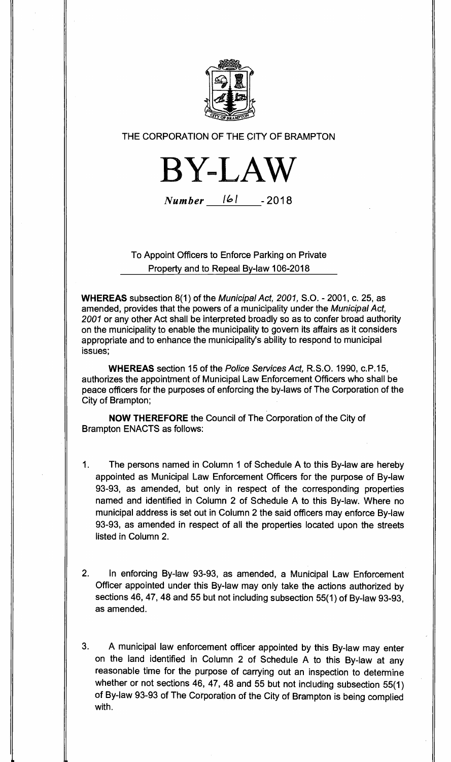THE CORPORATION OF THE CITY OF BRAMPTON

# BY-LAW

*Number* 161 - 2018

To Appoint Officers to Enforce Parking on Private Property and to Repeal By-law 106-2018

**WHEREAS** subsection 8(1) of the *Municipal Act, 2001*, S.O. - 2001, c. 25, as amended, provides that the powers of a municipality under the *Municipal Act, 2001* or any other Act shall be interpreted broadly so as to confer broad authority on the municipality to enable the municipality to govern its affairs as it considers appropriate and to enhance the municipality's ability to respond to municipal issues;

**WHEREAS** section 15 of the *Police Services Act*, R.S.O. 1990, c.P.15, authorizes the appointment of Municipal Law Enforcement Officers who shall be peace officers for the purposes of enforcing the by-laws of The Corporation of the City of Brampton;

**NOW THEREFORE** the Council of The Corporation of the City of Brampton ENACTS as follows:

1. The persons named in Column 1 of Schedule A to this By-law are hereby appointed as Municipal Law Enforcement Officers for the purpose of By-law 93-93, as amended, but only in respect of the corresponding properties named and identified in Column 2 of Schedule A to this By-law. Where no municipal address is set out in Column 2 the said officers may enforce By-law 93-93, as amended in respect of all the properties located upon the streets listed in Column 2.

2. In enforcing By-law 93-93, as amended, a Municipal Law Enforcement Officer appointed under this By-law may only take the actions authorized by sections 46, 47, 48 and 55 but not including subsection 55(1) of By-law 93-93, as amended.

3. A municipal law enforcement officer appointed by this By-law may enter on the land identified in Column 2 of Schedule A to this By-law at any reasonable time for the purpose of carrying out an inspection to determine whether or not sections 46, 47, 48 and 55 but not including subsection 55(1) of By-law 93-93 of The Corporation of the City of Brampton is being complied with.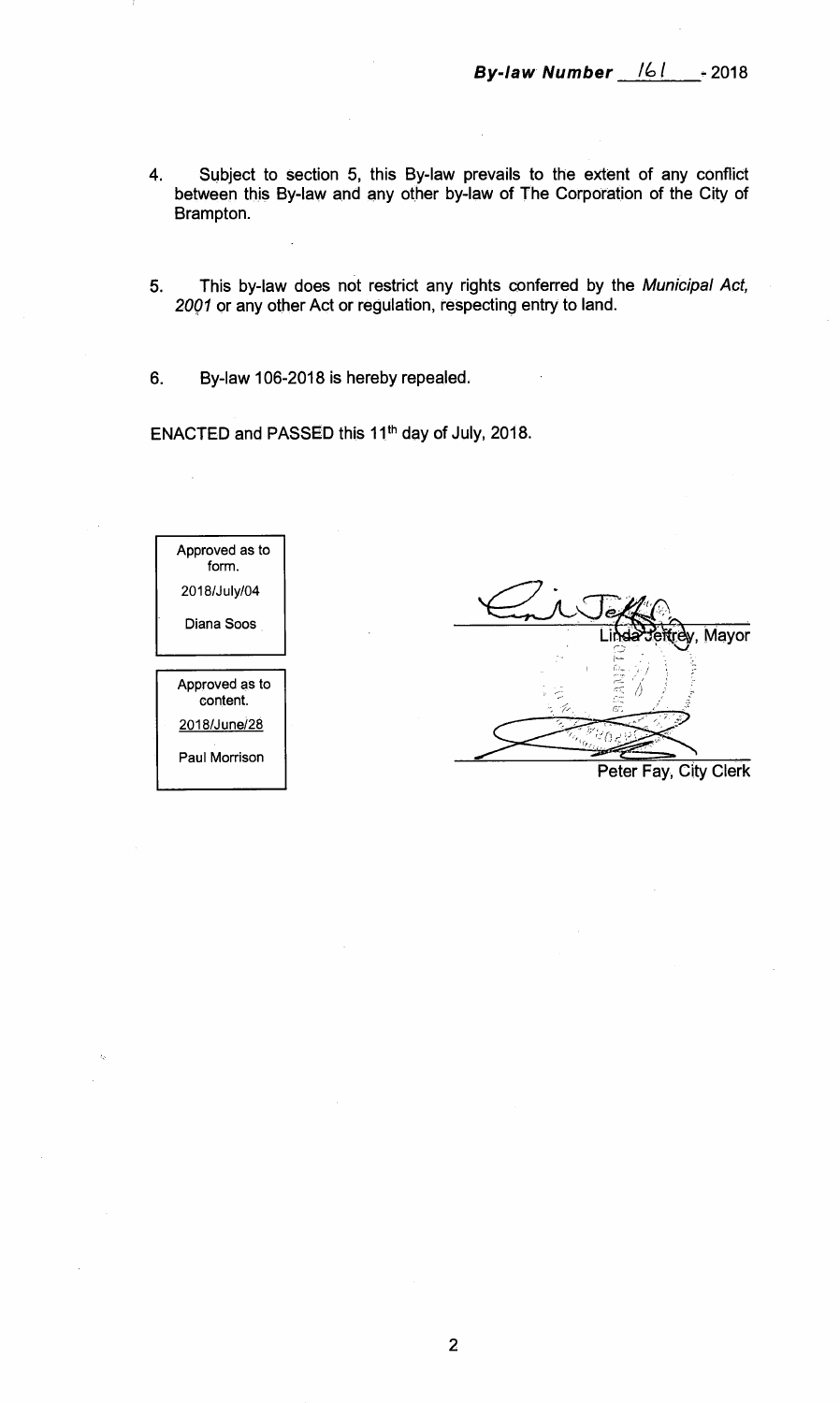**By-law Number 161 - 2018**

4. Subject to section 5, this By-law prevails to the extent of any conflict between this By-law and any other by-law of The Corporation of the City of Brampton.

5. This by-law does not restrict any rights conferred by the *Municipal Act, 2001* or any other Act or regulation, respecting entry to land.

6. By-law 106-2018 is hereby repealed.

ENACTED and PASSED this 11th day of July, 2018.

| Approved as to form. |
|---|
| 2018/July/04 |
| Diana Soos |

| Approved as to content. |
|---|
| 2018/June/28 |
| Paul Morrison |

Linda Jeffrey, Mayor

Peter Fay, City Clerk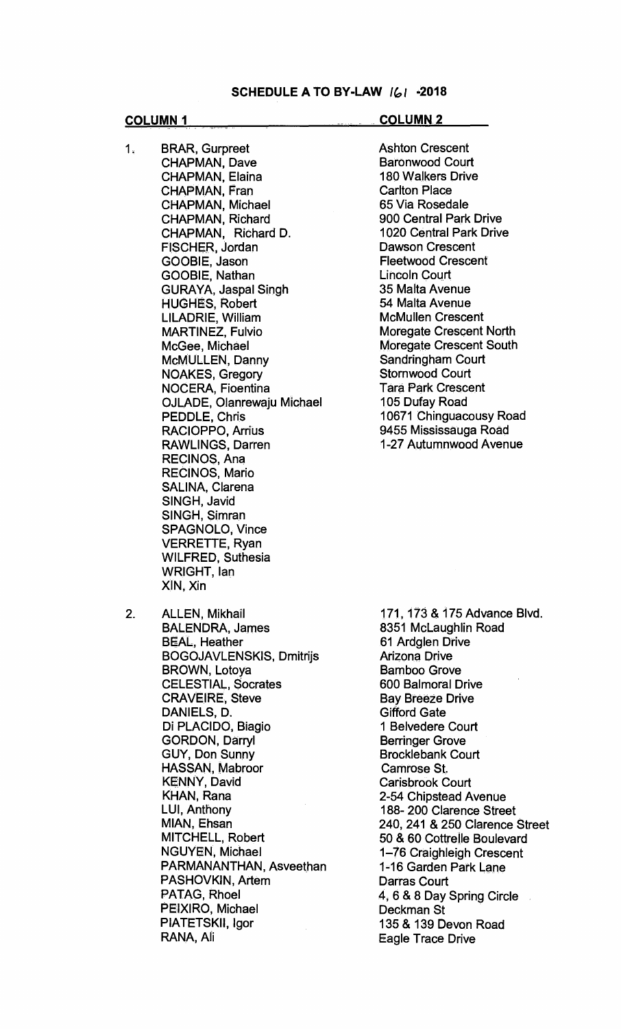## SCHEDULE A TO BY-LAW 161 -2018

| | COLUMN 1 | COLUMN 2 |
|---|---|---|
| 1. | BRAR, Gurpreet | Ashton Crescent |
| | CHAPMAN, Dave | Baronwood Court |
| | CHAPMAN, Elaina | 180 Walkers Drive |
| | CHAPMAN, Fran | Carlton Place |
| | CHAPMAN, Michael | 65 Via Rosedale |
| | CHAPMAN, Richard | 900 Central Park Drive |
| | CHAPMAN, Richard D. | 1020 Central Park Drive |
| | FISCHER, Jordan | Dawson Crescent |
| | GOOBIE, Jason | Fleetwood Crescent |
| | GOOBIE, Nathan | Lincoln Court |
| | GURAYA, Jaspal Singh | 35 Malta Avenue |
| | HUGHES, Robert | 54 Malta Avenue |
| | LILADRIE, William | McMullen Crescent |
| | MARTINEZ, Fulvio | Moregate Crescent North |
| | McGee, Michael | Moregate Crescent South |
| | McMULLEN, Danny | Sandringham Court |
| | NOAKES, Gregory | Stornwood Court |
| | NOCERA, Fioentina | Tara Park Crescent |
| | OJLADE, Olanrewaju Michael | 105 Dufay Road |
| | PEDDLE, Chris | 10671 Chinguacousy Road |
| | RACIOPPO, Arrius | 9455 Mississauga Road |
| | RAWLINGS, Darren | 1-27 Autumnwood Avenue |
| | RECINOS, Ana | |
| | RECINOS, Mario | |
| | SALINA, Clarena | |
| | SINGH, Javid | |
| | SINGH, Simran | |
| | SPAGNOLO, Vince | |
| | VERRETTE, Ryan | |
| | WILFRED, Suthesia | |
| | WRIGHT, Ian | |
| | XIN, Xin | |
| 2. | ALLEN, Mikhail | 171, 173 & 175 Advance Blvd. |
| | BALENDRA, James | 8351 McLaughlin Road |
| | BEAL, Heather | 61 Ardglen Drive |
| | BOGOJAVLENSKIS, Dmitrijs | Arizona Drive |
| | BROWN, Lotoya | Bamboo Grove |
| | CELESTIAL, Socrates | 600 Balmoral Drive |
| | CRAVEIRE, Steve | Bay Breeze Drive |
| | DANIELS, D. | Gifford Gate |
| | Di PLACIDO, Biagio | 1 Belvedere Court |
| | GORDON, Darryl | Berringer Grove |
| | GUY, Don Sunny | Brocklebank Court |
| | HASSAN, Mabroor | Camrose St. |
| | KENNY, David | Carisbrook Court |
| | KHAN, Rana | 2-54 Chipstead Avenue |
| | LUI, Anthony | 188- 200 Clarence Street |
| | MIAN, Ehsan | 240, 241 & 250 Clarence Street |
| | MITCHELL, Robert | 50 & 60 Cottrelle Boulevard |
| | NGUYEN, Michael | 1–76 Craighleigh Crescent |
| | PARMANANTHAN, Asveethan | 1-16 Garden Park Lane |
| | PASHOVKIN, Artem | Darras Court |
| | PATAG, Rhoel | 4, 6 & 8 Day Spring Circle |
| | PEIXIRO, Michael | Deckman St |
| | PIATETSKII, Igor | 135 & 139 Devon Road |
| | RANA, Ali | Eagle Trace Drive |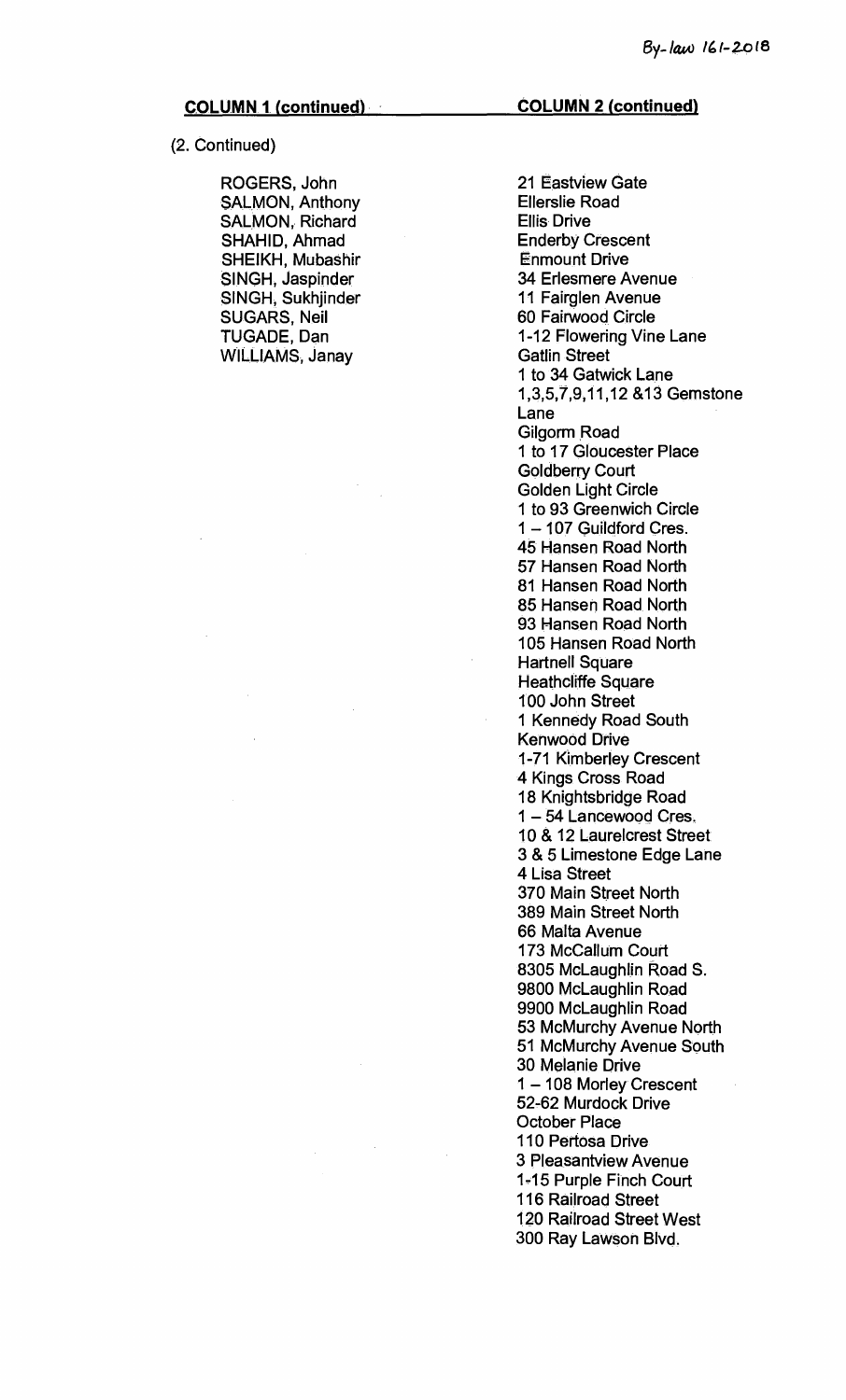By-law 161-2018

**COLUMN 1 (continued)** | **COLUMN 2 (continued)**

(2. Continued)

| Column 1 | Column 2 |
|---|---|
| ROGERS, John | 21 Eastview Gate |
| SALMON, Anthony | Ellerslie Road |
| SALMON, Richard | Ellis Drive |
| SHAHID, Ahmad | Enderby Crescent |
| SHEIKH, Mubashir | Enmount Drive |
| SINGH, Jaspinder | 34 Erlesmere Avenue |
| SINGH, Sukhjinder | 11 Fairglen Avenue |
| SUGARS, Neil | 60 Fairwood Circle |
| TUGADE, Dan | 1-12 Flowering Vine Lane |
| WILLIAMS, Janay | Gatlin Street |
| | 1 to 34 Gatwick Lane |
| | 1,3,5,7,9,11,12 &13 Gemstone Lane |
| | Gilgorm Road |
| | 1 to 17 Gloucester Place |
| | Goldberry Court |
| | Golden Light Circle |
| | 1 to 93 Greenwich Circle |
| | 1 – 107 Guildford Cres. |
| | 45 Hansen Road North |
| | 57 Hansen Road North |
| | 81 Hansen Road North |
| | 85 Hansen Road North |
| | 93 Hansen Road North |
| | 105 Hansen Road North |
| | Hartnell Square |
| | Heathcliffe Square |
| | 100 John Street |
| | 1 Kennedy Road South |
| | Kenwood Drive |
| | 1-71 Kimberley Crescent |
| | 4 Kings Cross Road |
| | 18 Knightsbridge Road |
| | 1 – 54 Lancewood Cres. |
| | 10 & 12 Laurelcrest Street |
| | 3 & 5 Limestone Edge Lane |
| | 4 Lisa Street |
| | 370 Main Street North |
| | 389 Main Street North |
| | 66 Malta Avenue |
| | 173 McCallum Court |
| | 8305 McLaughlin Road S. |
| | 9800 McLaughlin Road |
| | 9900 McLaughlin Road |
| | 53 McMurchy Avenue North |
| | 51 McMurchy Avenue South |
| | 30 Melanie Drive |
| | 1 – 108 Morley Crescent |
| | 52-62 Murdock Drive |
| | October Place |
| | 110 Pertosa Drive |
| | 3 Pleasantview Avenue |
| | 1-15 Purple Finch Court |
| | 116 Railroad Street |
| | 120 Railroad Street West |
| | 300 Ray Lawson Blvd. |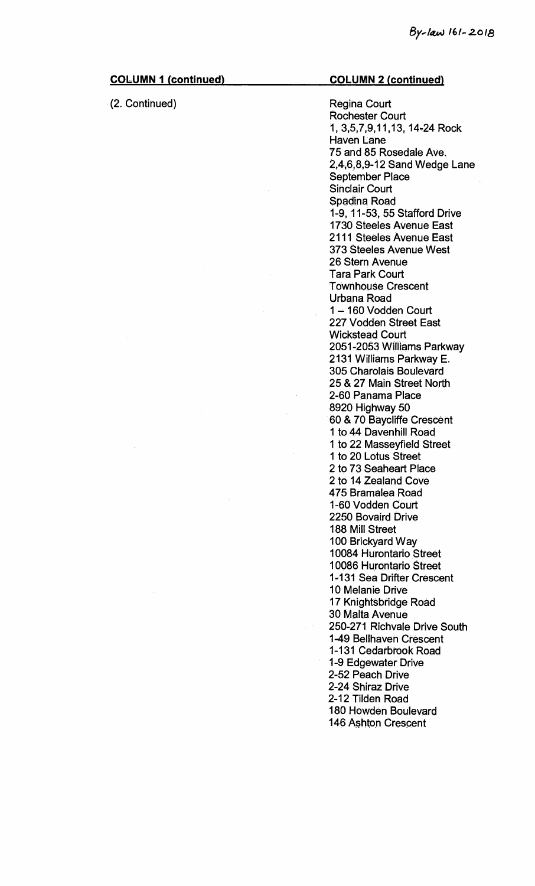| COLUMN 1 (continued) | COLUMN 2 (continued) |
| --- | --- |
| (2. Continued) | Regina Court<br>Rochester Court<br>1, 3,5,7,9,11,13, 14-24 Rock Haven Lane<br>75 and 85 Rosedale Ave.<br>2,4,6,8,9-12 Sand Wedge Lane<br>September Place<br>Sinclair Court<br>Spadina Road<br>1-9, 11-53, 55 Stafford Drive<br>1730 Steeles Avenue East<br>2111 Steeles Avenue East<br>373 Steeles Avenue West<br>26 Stern Avenue<br>Tara Park Court<br>Townhouse Crescent<br>Urbana Road<br>1 – 160 Vodden Court<br>227 Vodden Street East<br>Wickstead Court<br>2051-2053 Williams Parkway<br>2131 Williams Parkway E.<br>305 Charolais Boulevard<br>25 & 27 Main Street North<br>2-60 Panama Place<br>8920 Highway 50<br>60 & 70 Baycliffe Crescent<br>1 to 44 Davenhill Road<br>1 to 22 Masseyfield Street<br>1 to 20 Lotus Street<br>2 to 73 Seaheart Place<br>2 to 14 Zealand Cove<br>475 Bramalea Road<br>1-60 Vodden Court<br>2250 Bovaird Drive<br>188 Mill Street<br>100 Brickyard Way<br>10084 Hurontario Street<br>10086 Hurontario Street<br>1-131 Sea Drifter Crescent<br>10 Melanie Drive<br>17 Knightsbridge Road<br>30 Malta Avenue<br>250-271 Richvale Drive South<br>1-49 Bellhaven Crescent<br>1-131 Cedarbrook Road<br>1-9 Edgewater Drive<br>2-52 Peach Drive<br>2-24 Shiraz Drive<br>2-12 Tilden Road<br>180 Howden Boulevard<br>146 Ashton Crescent |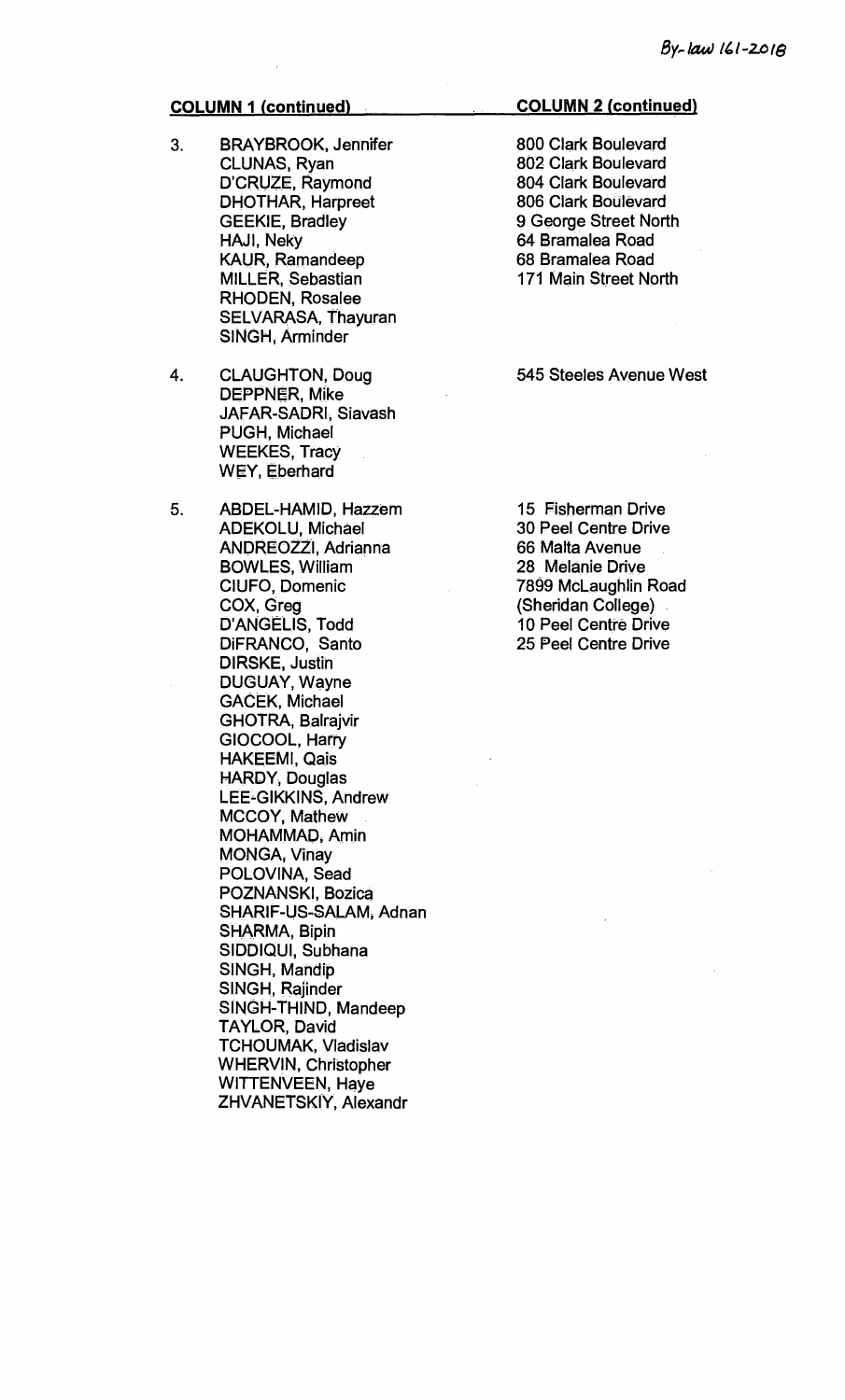| COLUMN 1 (continued) | | COLUMN 2 (continued) |
|---|---|---|
| 3. | BRAYBROOK, Jennifer<br>CLUNAS, Ryan<br>D'CRUZE, Raymond<br>DHOTHAR, Harpreet<br>GEEKIE, Bradley<br>HAJI, Neky<br>KAUR, Ramandeep<br>MILLER, Sebastian<br>RHODEN, Rosalee<br>SELVARASA, Thayuran<br>SINGH, Arminder | 800 Clark Boulevard<br>802 Clark Boulevard<br>804 Clark Boulevard<br>806 Clark Boulevard<br>9 George Street North<br>64 Bramalea Road<br>68 Bramalea Road<br>171 Main Street North |
| 4. | CLAUGHTON, Doug<br>DEPPNER, Mike<br>JAFAR-SADRI, Siavash<br>PUGH, Michael<br>WEEKES, Tracy<br>WEY, Eberhard | 545 Steeles Avenue West |
| 5. | ABDEL-HAMID, Hazzem<br>ADEKOLU, Michael<br>ANDREOZZI, Adrianna<br>BOWLES, William<br>CIUFO, Domenic<br>COX, Greg<br>D'ANGELIS, Todd<br>DiFRANCO, Santo<br>DIRSKE, Justin<br>DUGUAY, Wayne<br>GACEK, Michael<br>GHOTRA, Balrajvir<br>GIOCOOL, Harry<br>HAKEEMI, Qais<br>HARDY, Douglas<br>LEE-GIKKINS, Andrew<br>MCCOY, Mathew<br>MOHAMMAD, Amin<br>MONGA, Vinay<br>POLOVINA, Sead<br>POZNANSKI, Bozica<br>SHARIF-US-SALAM, Adnan<br>SHARMA, Bipin<br>SIDDIQUI, Subhana<br>SINGH, Mandip<br>SINGH, Rajinder<br>SINGH-THIND, Mandeep<br>TAYLOR, David<br>TCHOUMAK, Vladislav<br>WHERVIN, Christopher<br>WITTENVEEN, Haye<br>ZHVANETSKIY, Alexandr | 15 Fisherman Drive<br>30 Peel Centre Drive<br>66 Malta Avenue<br>28 Melanie Drive<br>7899 McLaughlin Road<br>(Sheridan College)<br>10 Peel Centre Drive<br>25 Peel Centre Drive |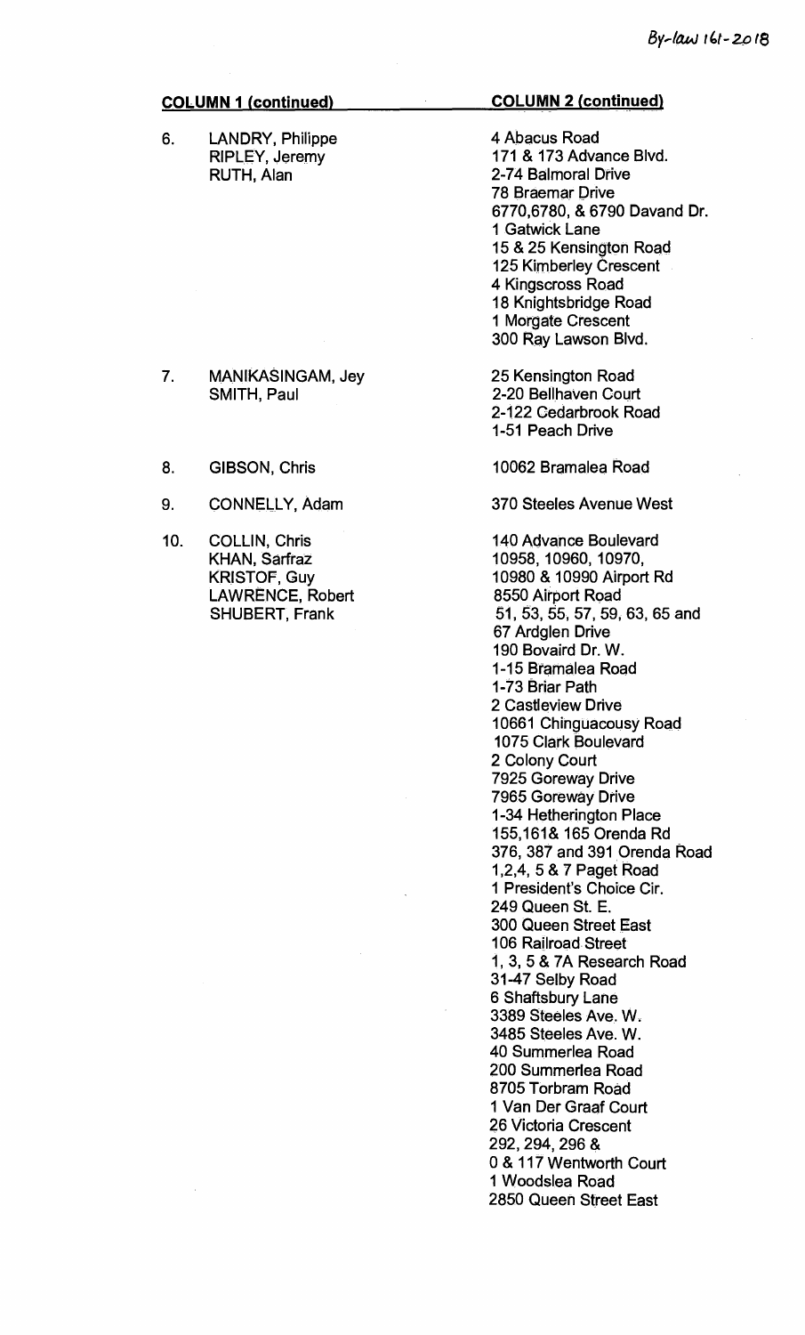By-law 161-2018

| COLUMN 1 (continued) | COLUMN 2 (continued) |
|---|---|
| 6. LANDRY, Philippe<br>RIPLEY, Jeremy<br>RUTH, Alan | 4 Abacus Road<br>171 & 173 Advance Blvd.<br>2-74 Balmoral Drive<br>78 Braemar Drive<br>6770,6780, & 6790 Davand Dr.<br>1 Gatwick Lane<br>15 & 25 Kensington Road<br>125 Kimberley Crescent<br>4 Kingscross Road<br>18 Knightsbridge Road<br>1 Morgate Crescent<br>300 Ray Lawson Blvd. |
| 7. MANIKASINGAM, Jey<br>SMITH, Paul | 25 Kensington Road<br>2-20 Bellhaven Court<br>2-122 Cedarbrook Road<br>1-51 Peach Drive |
| 8. GIBSON, Chris | 10062 Bramalea Road |
| 9. CONNELLY, Adam | 370 Steeles Avenue West |
| 10. COLLIN, Chris<br>KHAN, Sarfraz<br>KRISTOF, Guy<br>LAWRENCE, Robert<br>SHUBERT, Frank | 140 Advance Boulevard<br>10958, 10960, 10970,<br>10980 & 10990 Airport Rd<br>8550 Airport Road<br>51, 53, 55, 57, 59, 63, 65 and<br>67 Ardglen Drive<br>190 Bovaird Dr. W.<br>1-15 Bramalea Road<br>1-73 Briar Path<br>2 Castleview Drive<br>10661 Chinguacousy Road<br>1075 Clark Boulevard<br>2 Colony Court<br>7925 Goreway Drive<br>7965 Goreway Drive<br>1-34 Hetherington Place<br>155,161& 165 Orenda Rd<br>376, 387 and 391 Orenda Road<br>1,2,4, 5 & 7 Paget Road<br>1 President's Choice Cir.<br>249 Queen St. E.<br>300 Queen Street East<br>106 Railroad Street<br>1, 3, 5 & 7A Research Road<br>31-47 Selby Road<br>6 Shaftsbury Lane<br>3389 Steeles Ave. W.<br>3485 Steeles Ave. W.<br>40 Summerlea Road<br>200 Summerlea Road<br>8705 Torbram Road<br>1 Van Der Graaf Court<br>26 Victoria Crescent<br>292, 294, 296 &<br>0 & 117 Wentworth Court<br>1 Woodslea Road<br>2850 Queen Street East |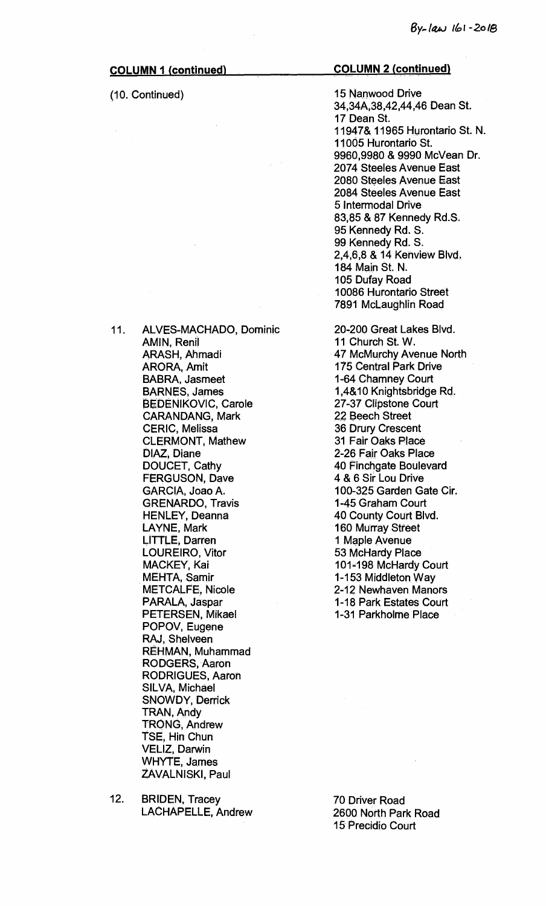By-law 161-2018

| COLUMN 1 (continued) | COLUMN 2 (continued) |
|---|---|
| (10. Continued) | 15 Nanwood Drive<br>34,34A,38,42,44,46 Dean St.<br>17 Dean St.<br>11947& 11965 Hurontario St. N.<br>11005 Hurontario St.<br>9960,9980 & 9990 McVean Dr.<br>2074 Steeles Avenue East<br>2080 Steeles Avenue East<br>2084 Steeles Avenue East<br>5 Intermodal Drive<br>83,85 & 87 Kennedy Rd.S.<br>95 Kennedy Rd. S.<br>99 Kennedy Rd. S.<br>2,4,6,8 & 14 Kenview Blvd.<br>184 Main St. N.<br>105 Dufay Road<br>10086 Hurontario Street<br>7891 McLaughlin Road |
| 11. ALVES-MACHADO, Dominic<br>AMIN, Renil<br>ARASH, Ahmadi<br>ARORA, Amit<br>BABRA, Jasmeet<br>BARNES, James<br>BEDENIKOVIC, Carole<br>CARANDANG, Mark<br>CERIC, Melissa<br>CLERMONT, Mathew<br>DIAZ, Diane<br>DOUCET, Cathy<br>FERGUSON, Dave<br>GARCIA, Joao A.<br>GRENARDO, Travis<br>HENLEY, Deanna<br>LAYNE, Mark<br>LITTLE, Darren<br>LOUREIRO, Vitor<br>MACKEY, Kai<br>MEHTA, Samir<br>METCALFE, Nicole<br>PARALA, Jaspar<br>PETERSEN, Mikael<br>POPOV, Eugene<br>RAJ, Shelveen<br>REHMAN, Muhammad<br>RODGERS, Aaron<br>RODRIGUES, Aaron<br>SILVA, Michael<br>SNOWDY, Derrick<br>TRAN, Andy<br>TRONG, Andrew<br>TSE, Hin Chun<br>VELIZ, Darwin<br>WHYTE, James<br>ZAVALNISKI, Paul | 20-200 Great Lakes Blvd.<br>11 Church St. W.<br>47 McMurchy Avenue North<br>175 Central Park Drive<br>1-64 Chamney Court<br>1,4&10 Knightsbridge Rd.<br>27-37 Clipstone Court<br>22 Beech Street<br>36 Drury Crescent<br>31 Fair Oaks Place<br>2-26 Fair Oaks Place<br>40 Finchgate Boulevard<br>4 & 6 Sir Lou Drive<br>100-325 Garden Gate Cir.<br>1-45 Graham Court<br>40 County Court Blvd.<br>160 Murray Street<br>1 Maple Avenue<br>53 McHardy Place<br>101-198 McHardy Court<br>1-153 Middleton Way<br>2-12 Newhaven Manors<br>1-18 Park Estates Court<br>1-31 Parkholme Place |
| 12. BRIDEN, Tracey<br>LACHAPELLE, Andrew | 70 Driver Road<br>2600 North Park Road<br>15 Precidio Court |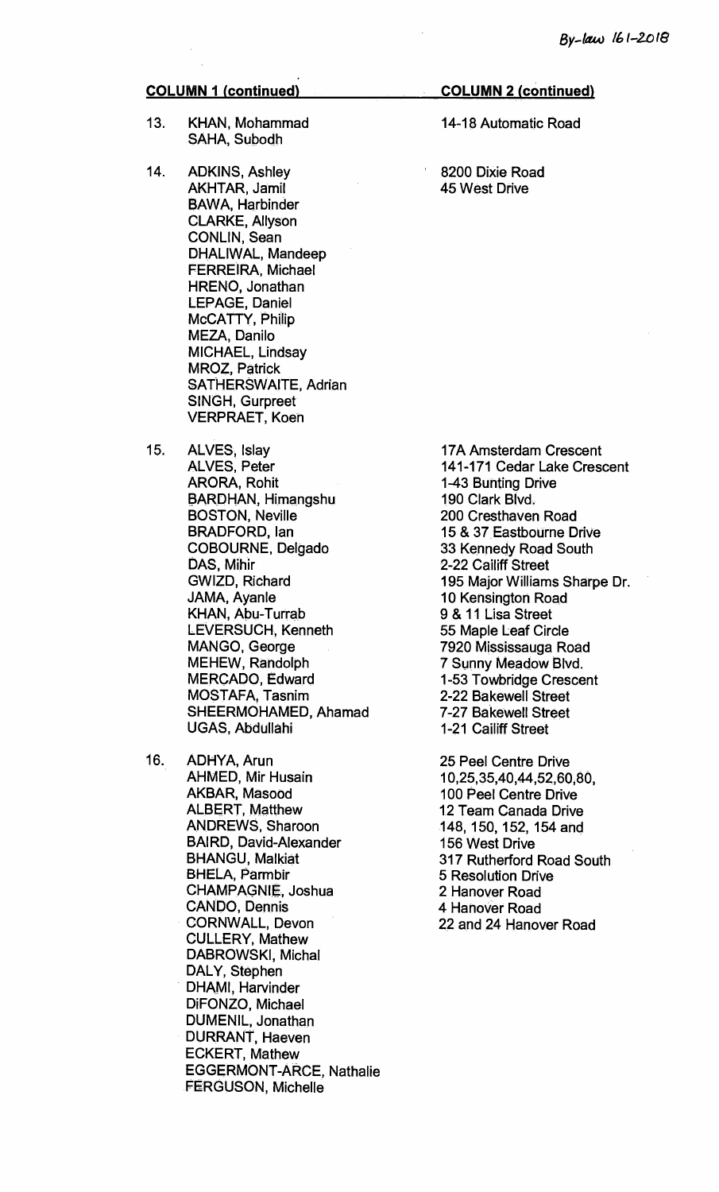| | COLUMN 1 (continued) | COLUMN 2 (continued) |
|---|---|---|
| 13. | KHAN, Mohammad<br>SAHA, Subodh | 14-18 Automatic Road |
| 14. | ADKINS, Ashley<br>AKHTAR, Jamil<br>BAWA, Harbinder<br>CLARKE, Allyson<br>CONLIN, Sean<br>DHALIWAL, Mandeep<br>FERREIRA, Michael<br>HRENO, Jonathan<br>LEPAGE, Daniel<br>McCATTY, Philip<br>MEZA, Danilo<br>MICHAEL, Lindsay<br>MROZ, Patrick<br>SATHERSWAITE, Adrian<br>SINGH, Gurpreet<br>VERPRAET, Koen | 8200 Dixie Road<br>45 West Drive |
| 15. | ALVES, Islay<br>ALVES, Peter<br>ARORA, Rohit<br>BARDHAN, Himangshu<br>BOSTON, Neville<br>BRADFORD, Ian<br>COBOURNE, Delgado<br>DAS, Mihir<br>GWIZD, Richard<br>JAMA, Ayanle<br>KHAN, Abu-Turrab<br>LEVERSUCH, Kenneth<br>MANGO, George<br>MEHEW, Randolph<br>MERCADO, Edward<br>MOSTAFA, Tasnim<br>SHEERMOHAMED, Ahamad<br>UGAS, Abdullahi | 17A Amsterdam Crescent<br>141-171 Cedar Lake Crescent<br>1-43 Bunting Drive<br>190 Clark Blvd.<br>200 Cresthaven Road<br>15 & 37 Eastbourne Drive<br>33 Kennedy Road South<br>2-22 Cailiff Street<br>195 Major Williams Sharpe Dr.<br>10 Kensington Road<br>9 & 11 Lisa Street<br>55 Maple Leaf Circle<br>7920 Mississauga Road<br>7 Sunny Meadow Blvd.<br>1-53 Towbridge Crescent<br>2-22 Bakewell Street<br>7-27 Bakewell Street<br>1-21 Cailiff Street |
| 16. | ADHYA, Arun<br>AHMED, Mir Husain<br>AKBAR, Masood<br>ALBERT, Matthew<br>ANDREWS, Sharoon<br>BAIRD, David-Alexander<br>BHANGU, Malkiat<br>BHELA, Parmbir<br>CHAMPAGNIE, Joshua<br>CANDO, Dennis<br>CORNWALL, Devon<br>CULLERY, Mathew<br>DABROWSKI, Michal<br>DALY, Stephen<br>DHAMI, Harvinder<br>DiFONZO, Michael<br>DUMENIL, Jonathan<br>DURRANT, Haeven<br>ECKERT, Mathew<br>EGGERMONT-ARCE, Nathalie<br>FERGUSON, Michelle | 25 Peel Centre Drive<br>10,25,35,40,44,52,60,80,<br>100 Peel Centre Drive<br>12 Team Canada Drive<br>148, 150, 152, 154 and<br>156 West Drive<br>317 Rutherford Road South<br>5 Resolution Drive<br>2 Hanover Road<br>4 Hanover Road<br>22 and 24 Hanover Road |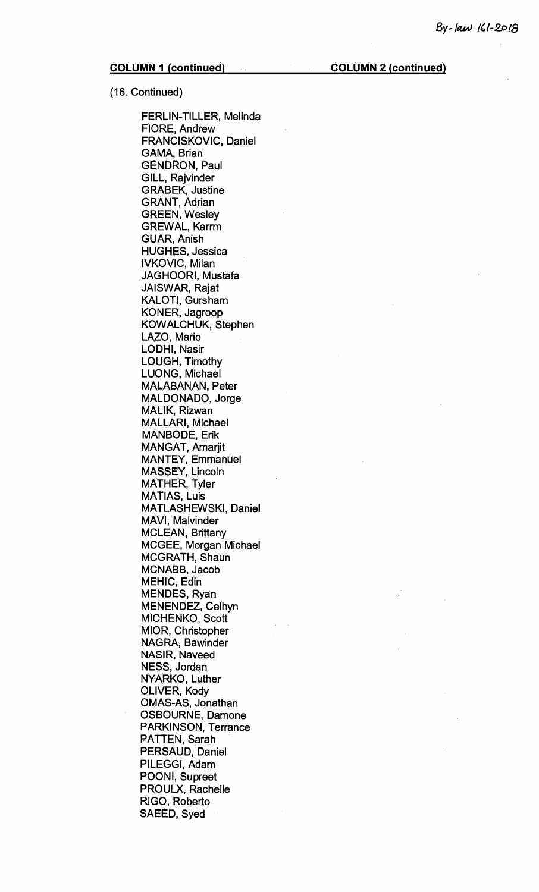By-law 161-2018

**COLUMN 1 (continued)** **COLUMN 2 (continued)**

(16. Continued)

FERLIN-TILLER, Melinda
FIORE, Andrew
FRANCISKOVIC, Daniel
GAMA, Brian
GENDRON, Paul
GILL, Rajvinder
GRABEK, Justine
GRANT, Adrian
GREEN, Wesley
GREWAL, Karrm
GUAR, Anish
HUGHES, Jessica
IVKOVIC, Milan
JAGHOORI, Mustafa
JAISWAR, Rajat
KALOTI, Gursharn
KONER, Jagroop
KOWALCHUK, Stephen
LAZO, Mario
LODHI, Nasir
LOUGH, Timothy
LUONG, Michael
MALABANAN, Peter
MALDONADO, Jorge
MALIK, Rizwan
MALLARI, Michael
MANBODE, Erik
MANGAT, Amarjit
MANTEY, Emmanuel
MASSEY, Lincoln
MATHER, Tyler
MATIAS, Luis
MATLASHEWSKI, Daniel
MAVI, Malvinder
MCLEAN, Brittany
MCGEE, Morgan Michael
MCGRATH, Shaun
MCNABB, Jacob
MEHIC, Edin
MENDES, Ryan
MENENDEZ, Celhyn
MICHENKO, Scott
MIOR, Christopher
NAGRA, Bawinder
NASIR, Naveed
NESS, Jordan
NYARKO, Luther
OLIVER, Kody
OMAS-AS, Jonathan
OSBOURNE, Damone
PARKINSON, Terrance
PATTEN, Sarah
PERSAUD, Daniel
PILEGGI, Adam
POONI, Supreet
PROULX, Rachelle
RIGO, Roberto
SAEED, Syed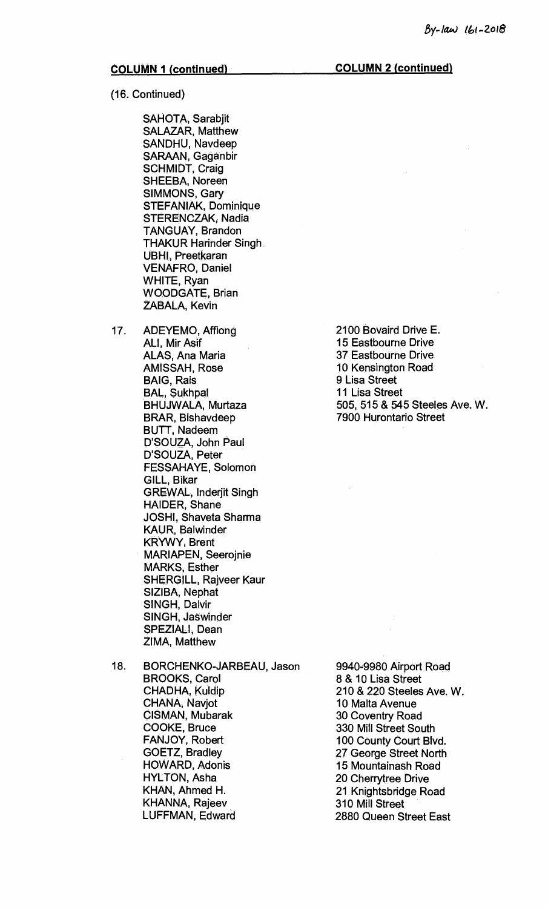By-law 161-2018

| | COLUMN 1 (continued) | COLUMN 2 (continued) |
|---|---|---|
| (16. Continued) | | |
| | SAHOTA, Sarabjit | |
| | SALAZAR, Matthew | |
| | SANDHU, Navdeep | |
| | SARAAN, Gaganbir | |
| | SCHMIDT, Craig | |
| | SHEEBA, Noreen | |
| | SIMMONS, Gary | |
| | STEFANIAK, Dominique | |
| | STERENCZAK, Nadia | |
| | TANGUAY, Brandon | |
| | THAKUR Harinder Singh | |
| | UBHI, Preetkaran | |
| | VENAFRO, Daniel | |
| | WHITE, Ryan | |
| | WOODGATE, Brian | |
| | ZABALA, Kevin | |
| 17. | ADEYEMO, Affiong | 2100 Bovaird Drive E. |
| | ALI, Mir Asif | 15 Eastbourne Drive |
| | ALAS, Ana Maria | 37 Eastbourne Drive |
| | AMISSAH, Rose | 10 Kensington Road |
| | BAIG, Rais | 9 Lisa Street |
| | BAL, Sukhpal | 11 Lisa Street |
| | BHUJWALA, Murtaza | 505, 515 & 545 Steeles Ave. W. |
| | BRAR, Bishavdeep | 7900 Hurontario Street |
| | BUTT, Nadeem | |
| | D'SOUZA, John Paul | |
| | D'SOUZA, Peter | |
| | FESSAHAYE, Solomon | |
| | GILL, Bikar | |
| | GREWAL, Inderjit Singh | |
| | HAIDER, Shane | |
| | JOSHI, Shaveta Sharma | |
| | KAUR, Balwinder | |
| | KRYWY, Brent | |
| | MARIAPEN, Seerojnie | |
| | MARKS, Esther | |
| | SHERGILL, Rajveer Kaur | |
| | SIZIBA, Nephat | |
| | SINGH, Dalvir | |
| | SINGH, Jaswinder | |
| | SPEZIALI, Dean | |
| | ZIMA, Matthew | |
| 18. | BORCHENKO-JARBEAU, Jason | 9940-9980 Airport Road |
| | BROOKS, Carol | 8 & 10 Lisa Street |
| | CHADHA, Kuldip | 210 & 220 Steeles Ave. W. |
| | CHANA, Navjot | 10 Malta Avenue |
| | CISMAN, Mubarak | 30 Coventry Road |
| | COOKE, Bruce | 330 Mill Street South |
| | FANJOY, Robert | 100 County Court Blvd. |
| | GOETZ, Bradley | 27 George Street North |
| | HOWARD, Adonis | 15 Mountainash Road |
| | HYLTON, Asha | 20 Cherrytree Drive |
| | KHAN, Ahmed H. | 21 Knightsbridge Road |
| | KHANNA, Rajeev | 310 Mill Street |
| | LUFFMAN, Edward | 2880 Queen Street East |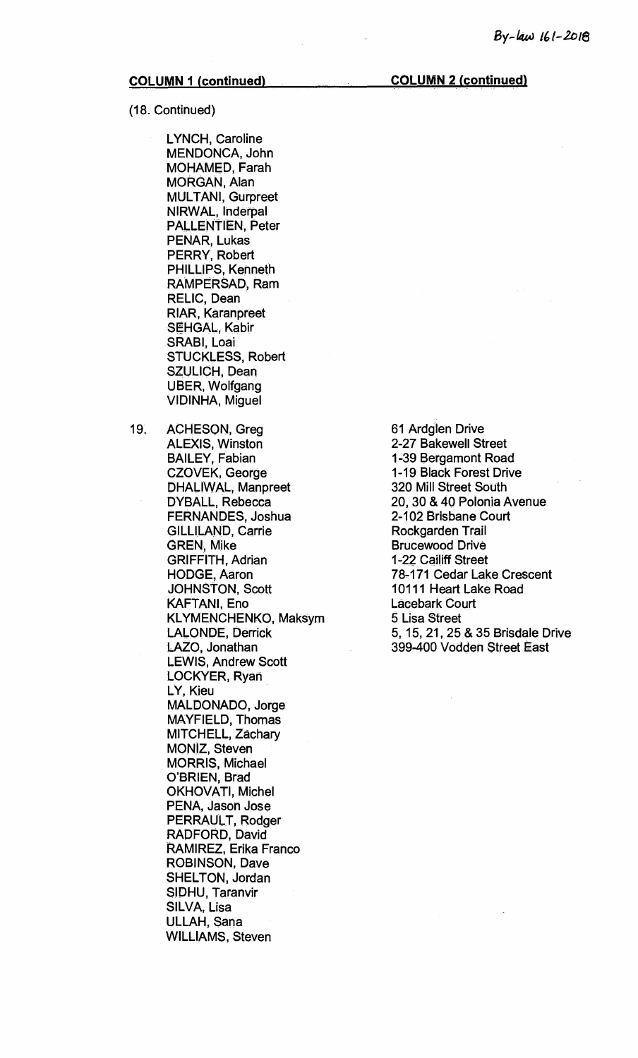| COLUMN 1 (continued) | | COLUMN 2 (continued) |
|---|---|---|
| (18. Continued) | | |
| | LYNCH, Caroline | |
| | MENDONCA, John | |
| | MOHAMED, Farah | |
| | MORGAN, Alan | |
| | MULTANI, Gurpreet | |
| | NIRWAL, Inderpal | |
| | PALLENTIEN, Peter | |
| | PENAR, Lukas | |
| | PERRY, Robert | |
| | PHILLIPS, Kenneth | |
| | RAMPERSAD, Ram | |
| | RELIC, Dean | |
| | RIAR, Karanpreet | |
| | SEHGAL, Kabir | |
| | SRABI, Loai | |
| | STUCKLESS, Robert | |
| | SZULICH, Dean | |
| | UBER, Wolfgang | |
| | VIDINHA, Miguel | |
| 19. | ACHESON, Greg | 61 Ardglen Drive |
| | ALEXIS, Winston | 2-27 Bakewell Street |
| | BAILEY, Fabian | 1-39 Bergamont Road |
| | CZOVEK, George | 1-19 Black Forest Drive |
| | DHALIWAL, Manpreet | 320 Mill Street South |
| | DYBALL, Rebecca | 20, 30 & 40 Polonia Avenue |
| | FERNANDES, Joshua | 2-102 Brisbane Court |
| | GILLILAND, Carrie | Rockgarden Trail |
| | GREN, Mike | Brucewood Drive |
| | GRIFFITH, Adrian | 1-22 Cailiff Street |
| | HODGE, Aaron | 78-171 Cedar Lake Crescent |
| | JOHNSTON, Scott | 10111 Heart Lake Road |
| | KAFTANI, Eno | Lacebark Court |
| | KLYMENCHENKO, Maksym | 5 Lisa Street |
| | LALONDE, Derrick | 5, 15, 21, 25 & 35 Brisdale Drive |
| | LAZO, Jonathan | 399-400 Vodden Street East |
| | LEWIS, Andrew Scott | |
| | LOCKYER, Ryan | |
| | LY, Kieu | |
| | MALDONADO, Jorge | |
| | MAYFIELD, Thomas | |
| | MITCHELL, Zachary | |
| | MONIZ, Steven | |
| | MORRIS, Michael | |
| | O'BRIEN, Brad | |
| | OKHOVATI, Michel | |
| | PENA, Jason Jose | |
| | PERRAULT, Rodger | |
| | RADFORD, David | |
| | RAMIREZ, Erika Franco | |
| | ROBINSON, Dave | |
| | SHELTON, Jordan | |
| | SIDHU, Taranvir | |
| | SILVA, Lisa | |
| | ULLAH, Sana | |
| | WILLIAMS, Steven | |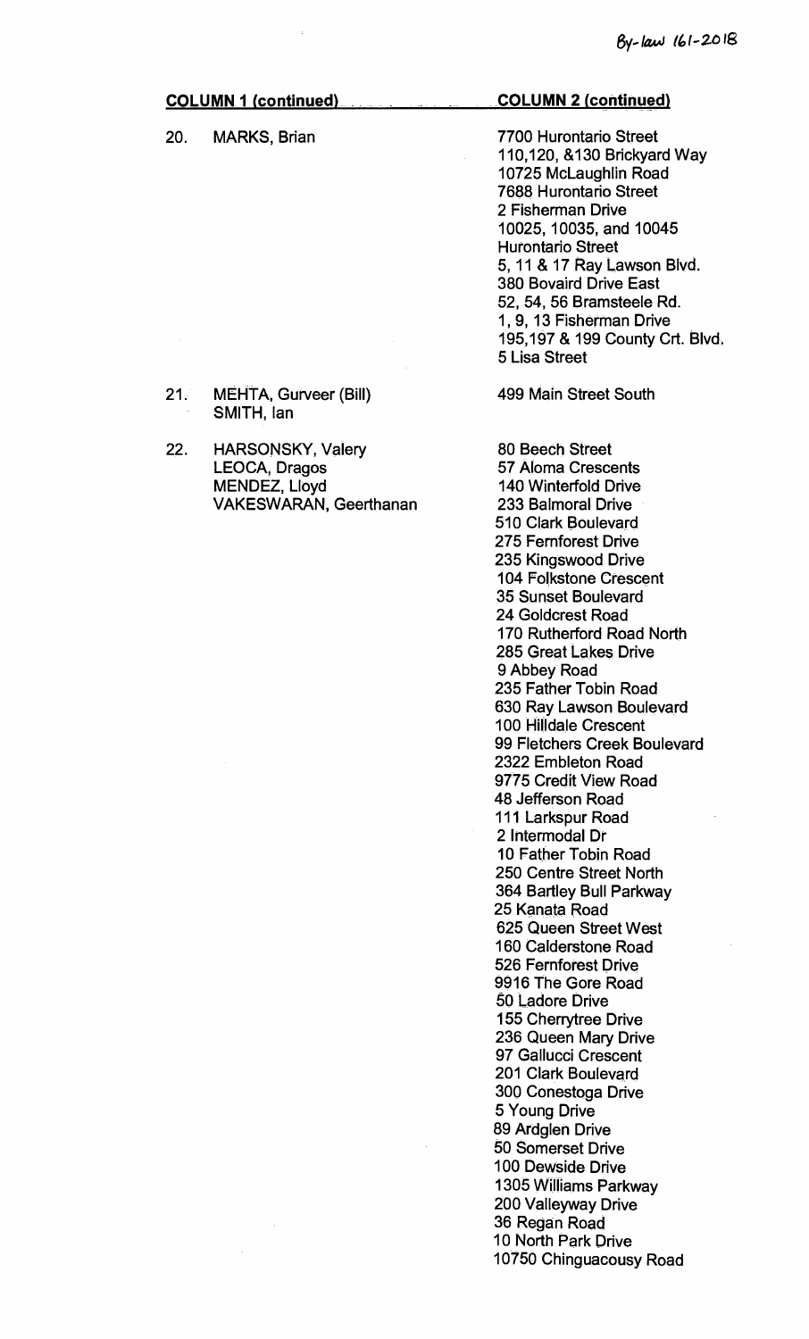By-law 161-2018

| COLUMN 1 (continued) | COLUMN 2 (continued) |
|---|---|
| 20. MARKS, Brian | 7700 Hurontario Street<br>110,120, &130 Brickyard Way<br>10725 McLaughlin Road<br>7688 Hurontario Street<br>2 Fisherman Drive<br>10025, 10035, and 10045 Hurontario Street<br>5, 11 & 17 Ray Lawson Blvd.<br>380 Bovaird Drive East<br>52, 54, 56 Bramsteele Rd.<br>1, 9, 13 Fisherman Drive<br>195,197 & 199 County Crt. Blvd.<br>5 Lisa Street |
| 21. MEHTA, Gurveer (Bill)<br>SMITH, Ian | 499 Main Street South |
| 22. HARSONSKY, Valery<br>LEOCA, Dragos<br>MENDEZ, Lloyd<br>VAKESWARAN, Geerthanan | 80 Beech Street<br>57 Aloma Crescents<br>140 Winterfold Drive<br>233 Balmoral Drive<br>510 Clark Boulevard<br>275 Fernforest Drive<br>235 Kingswood Drive<br>104 Folkstone Crescent<br>35 Sunset Boulevard<br>24 Goldcrest Road<br>170 Rutherford Road North<br>285 Great Lakes Drive<br>9 Abbey Road<br>235 Father Tobin Road<br>630 Ray Lawson Boulevard<br>100 Hilldale Crescent<br>99 Fletchers Creek Boulevard<br>2322 Embleton Road<br>9775 Credit View Road<br>48 Jefferson Road<br>111 Larkspur Road<br>2 Intermodal Dr<br>10 Father Tobin Road<br>250 Centre Street North<br>364 Bartley Bull Parkway<br>25 Kanata Road<br>625 Queen Street West<br>160 Calderstone Road<br>526 Fernforest Drive<br>9916 The Gore Road<br>50 Ladore Drive<br>155 Cherrytree Drive<br>236 Queen Mary Drive<br>97 Gallucci Crescent<br>201 Clark Boulevard<br>300 Conestoga Drive<br>5 Young Drive<br>89 Ardglen Drive<br>50 Somerset Drive<br>100 Dewside Drive<br>1305 Williams Parkway<br>200 Valleyway Drive<br>36 Regan Road<br>10 North Park Drive<br>10750 Chinguacousy Road |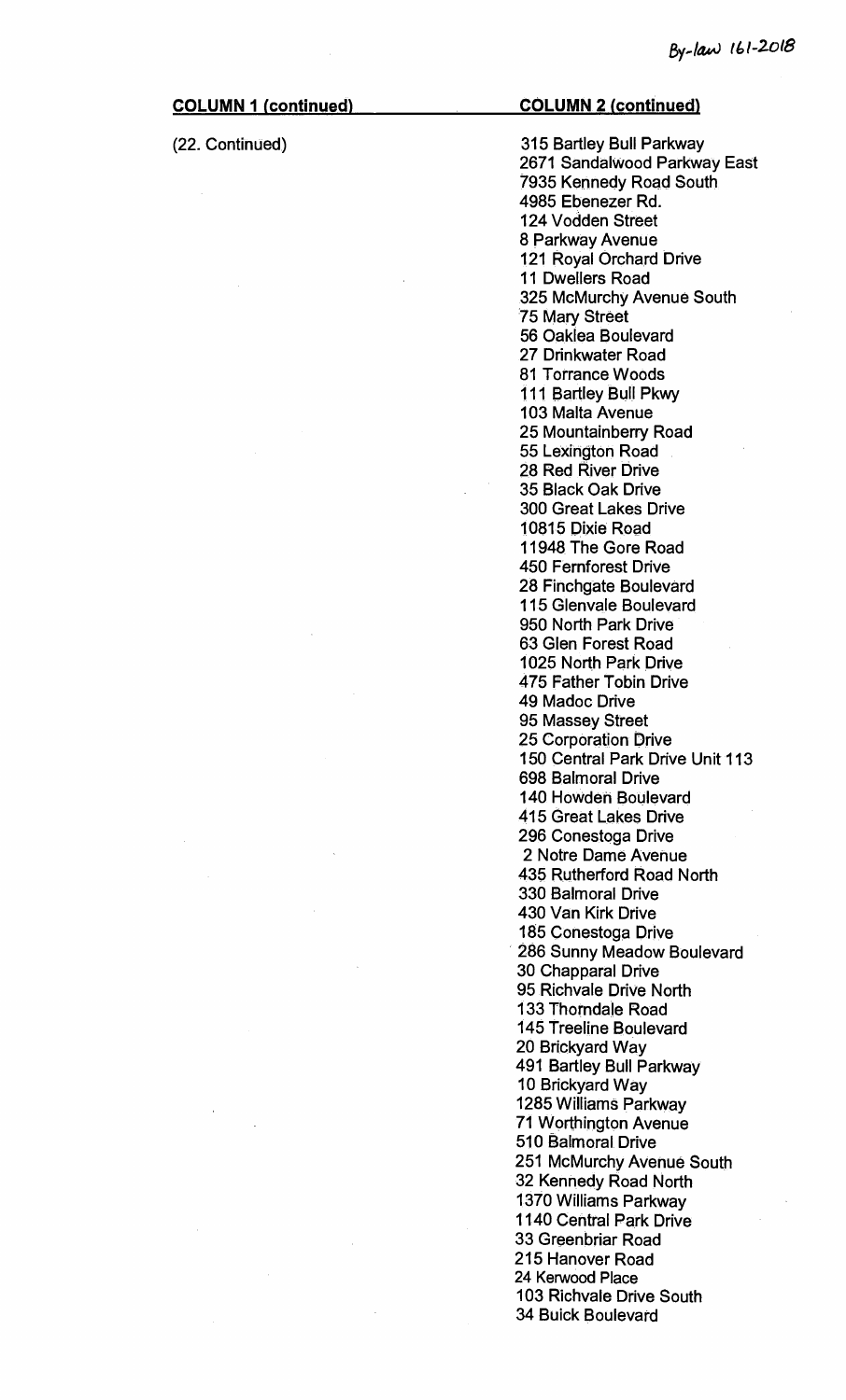By-law 161-2018

| COLUMN 1 (continued) | COLUMN 2 (continued) |
| --- | --- |
| (22. Continued) | 315 Bartley Bull Parkway<br>2671 Sandalwood Parkway East<br>7935 Kennedy Road South<br>4985 Ebenezer Rd.<br>124 Vodden Street<br>8 Parkway Avenue<br>121 Royal Orchard Drive<br>11 Dwellers Road<br>325 McMurchy Avenue South<br>75 Mary Street<br>56 Oaklea Boulevard<br>27 Drinkwater Road<br>81 Torrance Woods<br>111 Bartley Bull Pkwy<br>103 Malta Avenue<br>25 Mountainberry Road<br>55 Lexington Road<br>28 Red River Drive<br>35 Black Oak Drive<br>300 Great Lakes Drive<br>10815 Dixie Road<br>11948 The Gore Road<br>450 Fernforest Drive<br>28 Finchgate Boulevard<br>115 Glenvale Boulevard<br>950 North Park Drive<br>63 Glen Forest Road<br>1025 North Park Drive<br>475 Father Tobin Drive<br>49 Madoc Drive<br>95 Massey Street<br>25 Corporation Drive<br>150 Central Park Drive Unit 113<br>698 Balmoral Drive<br>140 Howden Boulevard<br>415 Great Lakes Drive<br>296 Conestoga Drive<br>2 Notre Dame Avenue<br>435 Rutherford Road North<br>330 Balmoral Drive<br>430 Van Kirk Drive<br>185 Conestoga Drive<br>286 Sunny Meadow Boulevard<br>30 Chapparal Drive<br>95 Richvale Drive North<br>133 Thorndale Road<br>145 Treeline Boulevard<br>20 Brickyard Way<br>491 Bartley Bull Parkway<br>10 Brickyard Way<br>1285 Williams Parkway<br>71 Worthington Avenue<br>510 Balmoral Drive<br>251 McMurchy Avenue South<br>32 Kennedy Road North<br>1370 Williams Parkway<br>1140 Central Park Drive<br>33 Greenbriar Road<br>215 Hanover Road<br>24 Kerwood Place<br>103 Richvale Drive South<br>34 Buick Boulevard |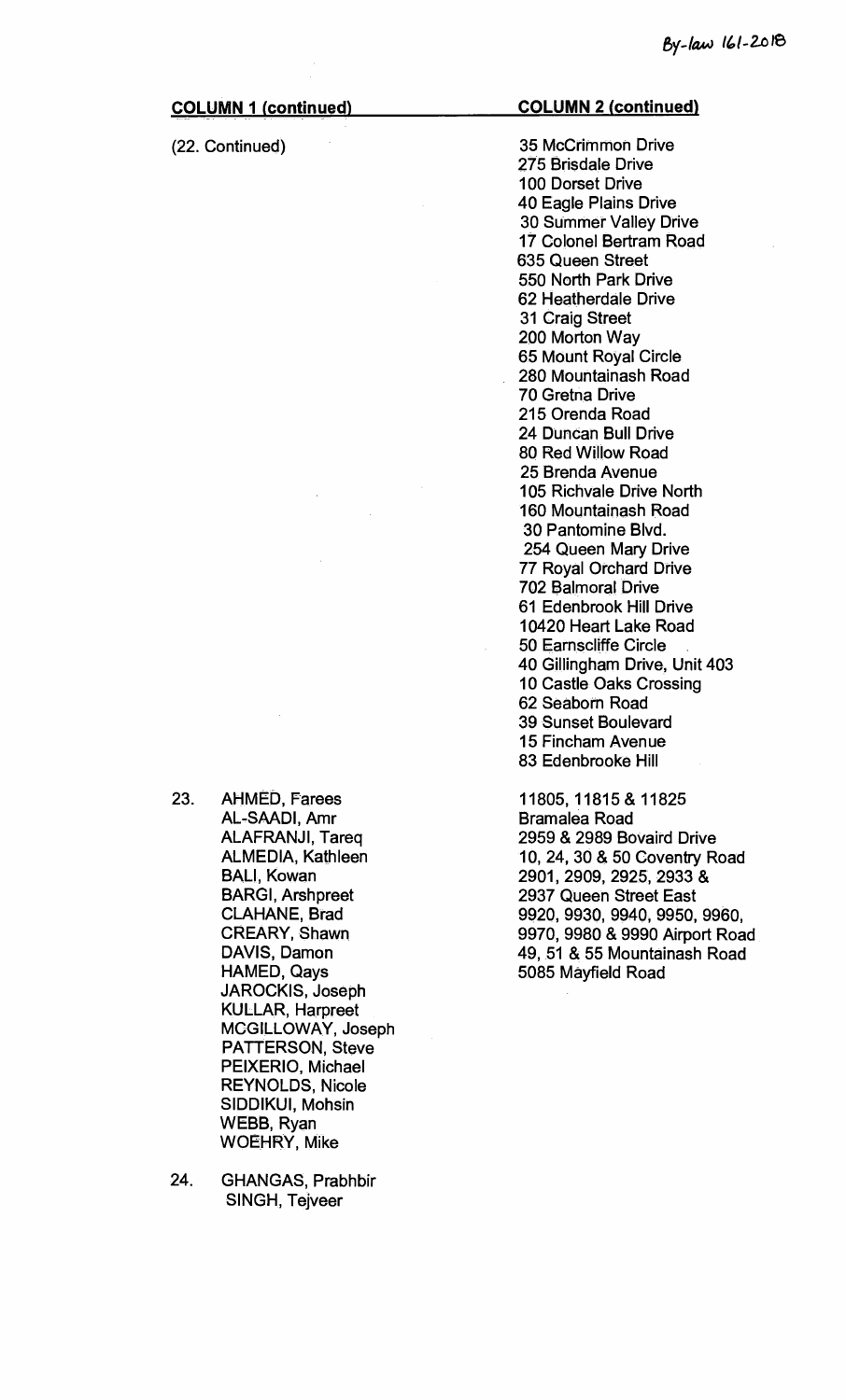By-law 161-2018

| COLUMN 1 (continued) | COLUMN 2 (continued) |
|---|---|
| (22. Continued) | 35 McCrimmon Drive<br>275 Brisdale Drive<br>100 Dorset Drive<br>40 Eagle Plains Drive<br>30 Summer Valley Drive<br>17 Colonel Bertram Road<br>635 Queen Street<br>550 North Park Drive<br>62 Heatherdale Drive<br>31 Craig Street<br>200 Morton Way<br>65 Mount Royal Circle<br>280 Mountainash Road<br>70 Gretna Drive<br>215 Orenda Road<br>24 Duncan Bull Drive<br>80 Red Willow Road<br>25 Brenda Avenue<br>105 Richvale Drive North<br>160 Mountainash Road<br>30 Pantomine Blvd.<br>254 Queen Mary Drive<br>77 Royal Orchard Drive<br>702 Balmoral Drive<br>61 Edenbrook Hill Drive<br>10420 Heart Lake Road<br>50 Earnscliffe Circle<br>40 Gillingham Drive, Unit 403<br>10 Castle Oaks Crossing<br>62 Seaborn Road<br>39 Sunset Boulevard<br>15 Fincham Avenue<br>83 Edenbrooke Hill |
| 23. AHMED, Farees<br>AL-SAADI, Amr<br>ALAFRANJI, Tareq<br>ALMEDIA, Kathleen<br>BALI, Kowan<br>BARGI, Arshpreet<br>CLAHANE, Brad<br>CREARY, Shawn<br>DAVIS, Damon<br>HAMED, Qays<br>JAROCKIS, Joseph<br>KULLAR, Harpreet<br>MCGILLOWAY, Joseph<br>PATTERSON, Steve<br>PEIXERIO, Michael<br>REYNOLDS, Nicole<br>SIDDIKUI, Mohsin<br>WEBB, Ryan<br>WOEHRY, Mike | 11805, 11815 & 11825 Bramalea Road<br>2959 & 2989 Bovaird Drive<br>10, 24, 30 & 50 Coventry Road<br>2901, 2909, 2925, 2933 & 2937 Queen Street East<br>9920, 9930, 9940, 9950, 9960, 9970, 9980 & 9990 Airport Road<br>49, 51 & 55 Mountainash Road<br>5085 Mayfield Road |
| 24. GHANGAS, Prabhbir<br>SINGH, Tejveer | |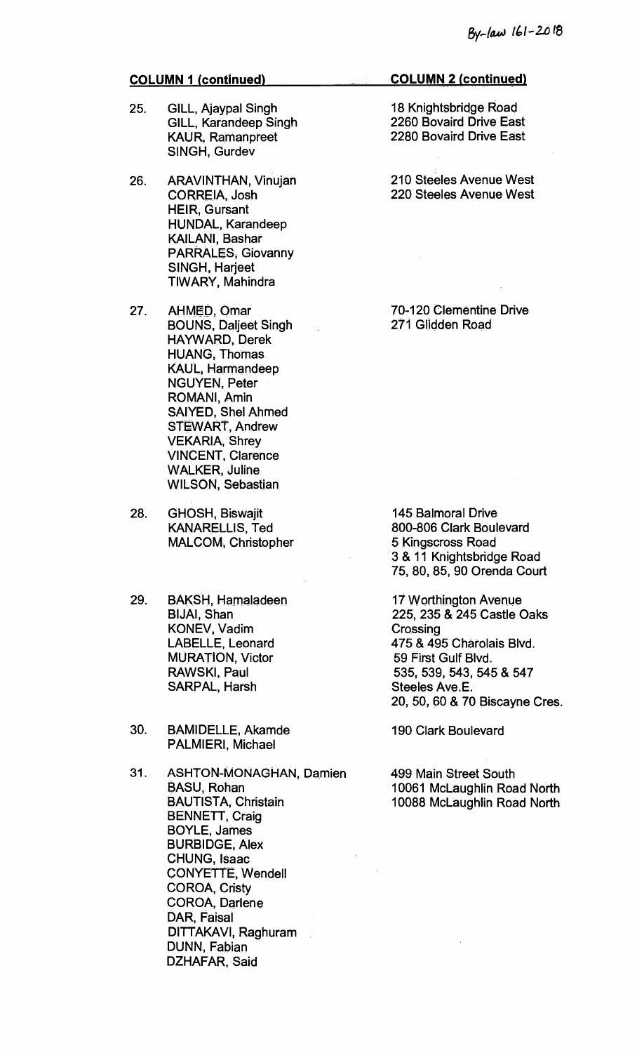By-law 161-2018

| COLUMN 1 (continued) | | COLUMN 2 (continued) |
|---|---|---|
| 25. | GILL, Ajaypal Singh<br>GILL, Karandeep Singh<br>KAUR, Ramanpreet<br>SINGH, Gurdev | 18 Knightsbridge Road<br>2260 Bovaird Drive East<br>2280 Bovaird Drive East |
| 26. | ARAVINTHAN, Vinujan<br>CORREIA, Josh<br>HEIR, Gursant<br>HUNDAL, Karandeep<br>KAILANI, Bashar<br>PARRALES, Giovanny<br>SINGH, Harjeet<br>TIWARY, Mahindra | 210 Steeles Avenue West<br>220 Steeles Avenue West |
| 27. | AHMED, Omar<br>BOUNS, Daljeet Singh<br>HAYWARD, Derek<br>HUANG, Thomas<br>KAUL, Harmandeep<br>NGUYEN, Peter<br>ROMANI, Amin<br>SAIYED, Shel Ahmed<br>STEWART, Andrew<br>VEKARIA, Shrey<br>VINCENT, Clarence<br>WALKER, Juline<br>WILSON, Sebastian | 70-120 Clementine Drive<br>271 Glidden Road |
| 28. | GHOSH, Biswajit<br>KANARELLIS, Ted<br>MALCOM, Christopher | 145 Balmoral Drive<br>800-806 Clark Boulevard<br>5 Kingscross Road<br>3 & 11 Knightsbridge Road<br>75, 80, 85, 90 Orenda Court |
| 29. | BAKSH, Hamaladeen<br>BIJAI, Shan<br>KONEV, Vadim<br>LABELLE, Leonard<br>MURATION, Victor<br>RAWSKI, Paul<br>SARPAL, Harsh | 17 Worthington Avenue<br>225, 235 & 245 Castle Oaks Crossing<br>475 & 495 Charolais Blvd.<br>59 First Gulf Blvd.<br>535, 539, 543, 545 & 547 Steeles Ave.E.<br>20, 50, 60 & 70 Biscayne Cres. |
| 30. | BAMIDELLE, Akamde<br>PALMIERI, Michael | 190 Clark Boulevard |
| 31. | ASHTON-MONAGHAN, Damien<br>BASU, Rohan<br>BAUTISTA, Christain<br>BENNETT, Craig<br>BOYLE, James<br>BURBIDGE, Alex<br>CHUNG, Isaac<br>CONYETTE, Wendell<br>COROA, Cristy<br>COROA, Darlene<br>DAR, Faisal<br>DITTAKAVI, Raghuram<br>DUNN, Fabian<br>DZHAFAR, Said | 499 Main Street South<br>10061 McLaughlin Road North<br>10088 McLaughlin Road North |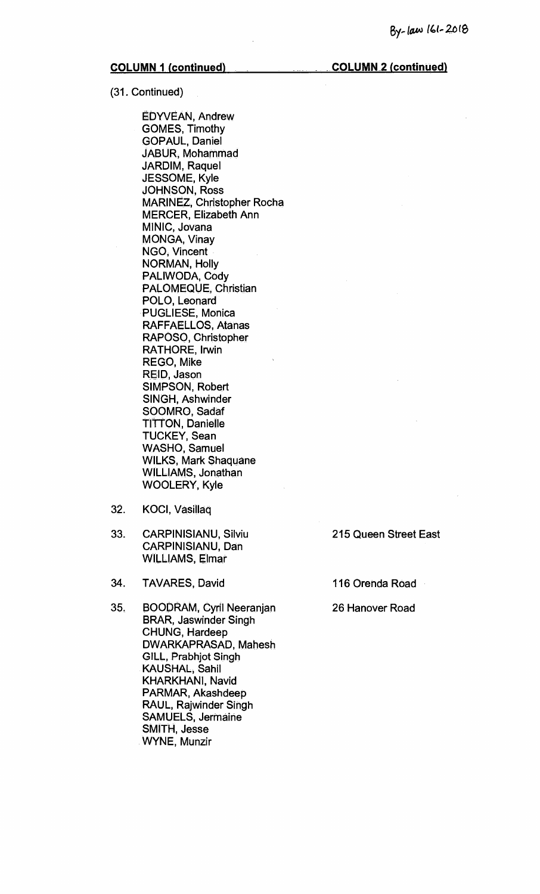| | COLUMN 1 (continued) | COLUMN 2 (continued) |
|---|---|---|
| (31. Continued) | EDYVEAN, Andrew<br>GOMES, Timothy<br>GOPAUL, Daniel<br>JABUR, Mohammad<br>JARDIM, Raquel<br>JESSOME, Kyle<br>JOHNSON, Ross<br>MARINEZ, Christopher Rocha<br>MERCER, Elizabeth Ann<br>MINIC, Jovana<br>MONGA, Vinay<br>NGO, Vincent<br>NORMAN, Holly<br>PALIWODA, Cody<br>PALOMEQUE, Christian<br>POLO, Leonard<br>PUGLIESE, Monica<br>RAFFAELLOS, Atanas<br>RAPOSO, Christopher<br>RATHORE, Irwin<br>REGO, Mike<br>REID, Jason<br>SIMPSON, Robert<br>SINGH, Ashwinder<br>SOOMRO, Sadaf<br>TITTON, Danielle<br>TUCKEY, Sean<br>WASHO, Samuel<br>WILKS, Mark Shaquane<br>WILLIAMS, Jonathan<br>WOOLERY, Kyle | |
| 32. | KOCI, Vasillaq | |
| 33. | CARPINISIANU, Silviu<br>CARPINISIANU, Dan<br>WILLIAMS, Elmar | 215 Queen Street East |
| 34. | TAVARES, David | 116 Orenda Road |
| 35. | BOODRAM, Cyril Neeranjan<br>BRAR, Jaswinder Singh<br>CHUNG, Hardeep<br>DWARKAPRASAD, Mahesh<br>GILL, Prabhjot Singh<br>KAUSHAL, Sahil<br>KHARKHANI, Navid<br>PARMAR, Akashdeep<br>RAUL, Rajwinder Singh<br>SAMUELS, Jermaine<br>SMITH, Jesse<br>WYNE, Munzir | 26 Hanover Road |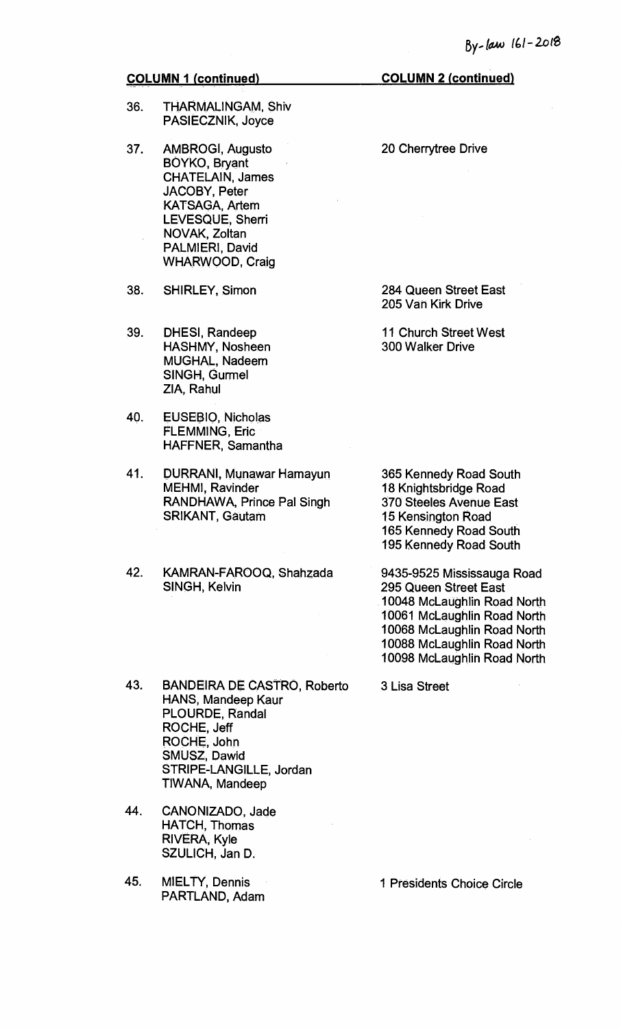By-law 161-2018

| | COLUMN 1 (continued) | COLUMN 2 (continued) |
|---|---|---|
| 36. | THARMALINGAM, Shiv<br>PASIECZNIK, Joyce | |
| 37. | AMBROGI, Augusto<br>BOYKO, Bryant<br>CHATELAIN, James<br>JACOBY, Peter<br>KATSAGA, Artem<br>LEVESQUE, Sherri<br>NOVAK, Zoltan<br>PALMIERI, David<br>WHARWOOD, Craig | 20 Cherrytree Drive |
| 38. | SHIRLEY, Simon | 284 Queen Street East<br>205 Van Kirk Drive |
| 39. | DHESI, Randeep<br>HASHMY, Nosheen<br>MUGHAL, Nadeem<br>SINGH, Gurmel<br>ZIA, Rahul | 11 Church Street West<br>300 Walker Drive |
| 40. | EUSEBIO, Nicholas<br>FLEMMING, Eric<br>HAFFNER, Samantha | |
| 41. | DURRANI, Munawar Hamayun<br>MEHMI, Ravinder<br>RANDHAWA, Prince Pal Singh<br>SRIKANT, Gautam | 365 Kennedy Road South<br>18 Knightsbridge Road<br>370 Steeles Avenue East<br>15 Kensington Road<br>165 Kennedy Road South<br>195 Kennedy Road South |
| 42. | KAMRAN-FAROOQ, Shahzada<br>SINGH, Kelvin | 9435-9525 Mississauga Road<br>295 Queen Street East<br>10048 McLaughlin Road North<br>10061 McLaughlin Road North<br>10068 McLaughlin Road North<br>10088 McLaughlin Road North<br>10098 McLaughlin Road North |
| 43. | BANDEIRA DE CASTRO, Roberto<br>HANS, Mandeep Kaur<br>PLOURDE, Randal<br>ROCHE, Jeff<br>ROCHE, John<br>SMUSZ, Dawid<br>STRIPE-LANGILLE, Jordan<br>TIWANA, Mandeep | 3 Lisa Street |
| 44. | CANONIZADO, Jade<br>HATCH, Thomas<br>RIVERA, Kyle<br>SZULICH, Jan D. | |
| 45. | MIELTY, Dennis<br>PARTLAND, Adam | 1 Presidents Choice Circle |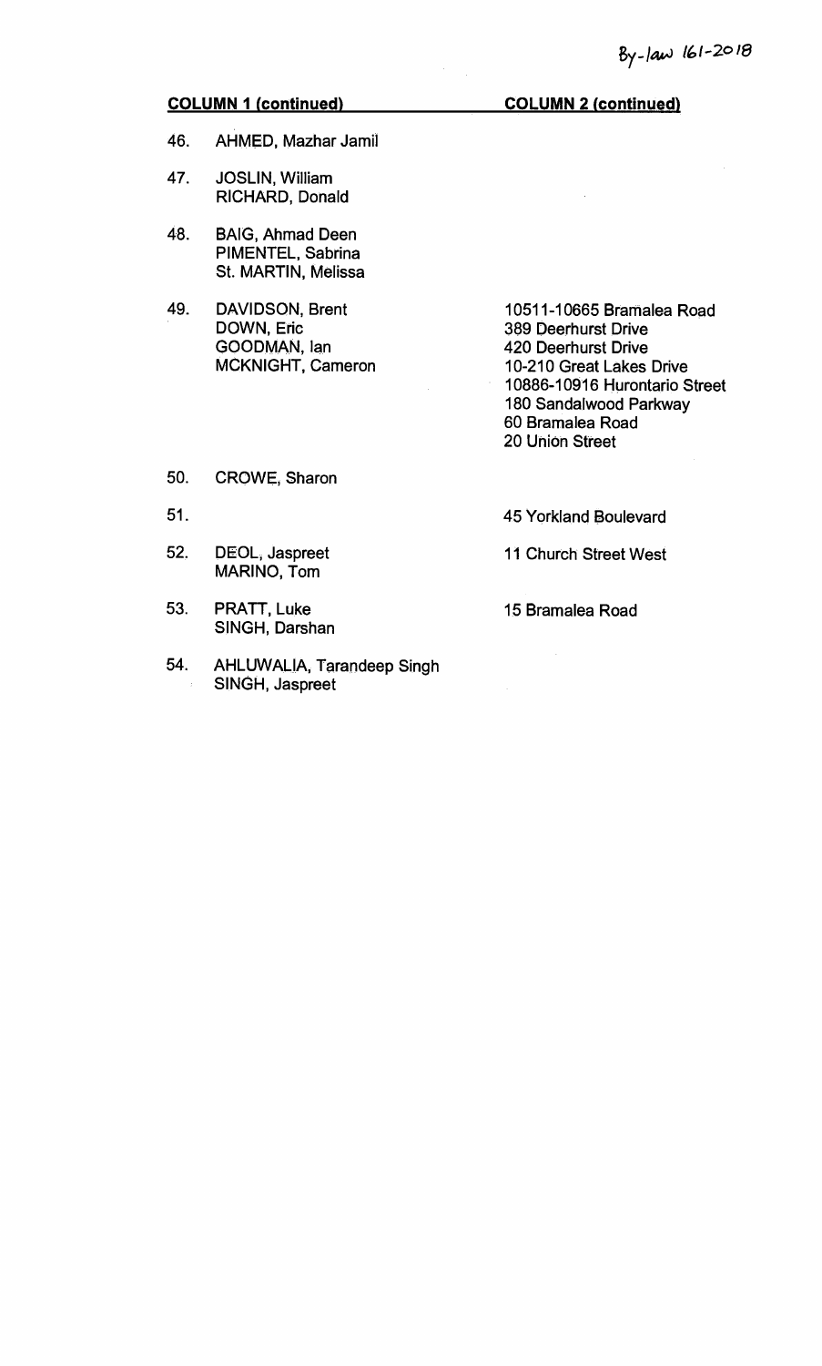By-law 161-2018

| COLUMN 1 (continued) | | COLUMN 2 (continued) |
|---|---|---|
| 46. | AHMED, Mazhar Jamil | |
| 47. | JOSLIN, William<br>RICHARD, Donald | |
| 48. | BAIG, Ahmad Deen<br>PIMENTEL, Sabrina<br>St. MARTIN, Melissa | |
| 49. | DAVIDSON, Brent<br>DOWN, Eric<br>GOODMAN, Ian<br>MCKNIGHT, Cameron | 10511-10665 Bramalea Road<br>389 Deerhurst Drive<br>420 Deerhurst Drive<br>10-210 Great Lakes Drive<br>10886-10916 Hurontario Street<br>180 Sandalwood Parkway<br>60 Bramalea Road<br>20 Union Street |
| 50. | CROWE, Sharon | |
| 51. | | 45 Yorkland Boulevard |
| 52. | DEOL, Jaspreet<br>MARINO, Tom | 11 Church Street West |
| 53. | PRATT, Luke<br>SINGH, Darshan | 15 Bramalea Road |
| 54. | AHLUWALIA, Tarandeep Singh<br>SINGH, Jaspreet | |